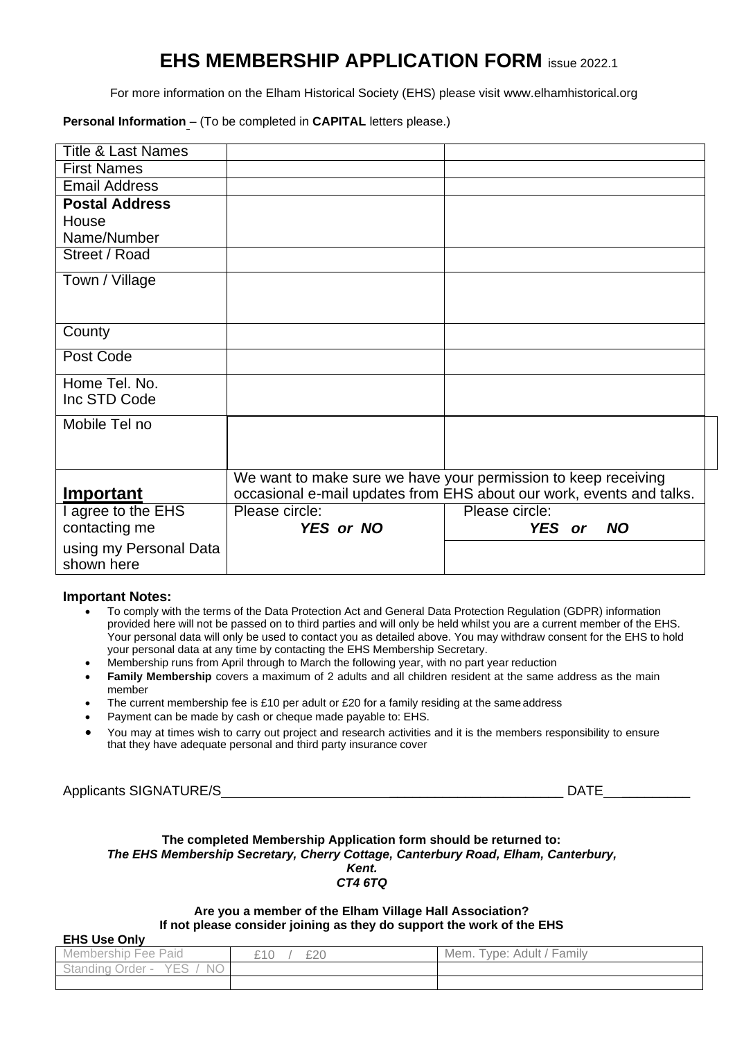# EHS MEMBERSHIP APPLICATION FORM issue 2022.1

For more information on the Elham Historical Society (EHS) please visit www.elhamhistorical.org

**Personal Information** – (To be completed in **CAPITAL** letters please.)

| | | |
|---|---|---|
| Title & Last Names | | |
| First Names | | |
| Email Address | | |
| **Postal Address** House Name/Number | | |
| Street / Road | | |
| Town / Village | | |
| County | | |
| Post Code | | |
| Home Tel. No. Inc STD Code | | |
| Mobile Tel no | | |
| **Important** | We want to make sure we have your permission to keep receiving occasional e-mail updates from EHS about our work, events and talks. | |
| I agree to the EHS contacting me using my Personal Data shown here | Please circle: ***YES or NO*** | Please circle: ***YES or NO*** |

**Important Notes:**

- To comply with the terms of the Data Protection Act and General Data Protection Regulation (GDPR) information provided here will not be passed on to third parties and will only be held whilst you are a current member of the EHS. Your personal data will only be used to contact you as detailed above. You may withdraw consent for the EHS to hold your personal data at any time by contacting the EHS Membership Secretary.
- Membership runs from April through to March the following year, with no part year reduction
- **Family Membership** covers a maximum of 2 adults and all children resident at the same address as the main member
- The current membership fee is £10 per adult or £20 for a family residing at the same address
- Payment can be made by cash or cheque made payable to: EHS.
- You may at times wish to carry out project and research activities and it is the members responsibility to ensure that they have adequate personal and third party insurance cover

Applicants SIGNATURE/S\_\_\_\_\_\_\_\_\_\_\_\_\_\_\_\_\_\_\_\_\_\_\_\_\_\_\_\_\_\_\_\_\_\_\_\_\_\_\_\_\_\_\_\_ DATE\_\_\_\_\_\_\_\_\_\_\_\_

**The completed Membership Application form should be returned to:**
***The EHS Membership Secretary, Cherry Cottage, Canterbury Road, Elham, Canterbury, Kent.***
***CT4 6TQ***

**Are you a member of the Elham Village Hall Association?**
**If not please consider joining as they do support the work of the EHS**

**EHS Use Only**

| | | |
|---|---|---|
| Membership Fee Paid | £10 / £20 | Mem. Type: Adult / Family |
| Standing Order - YES / NO | | |
| | | |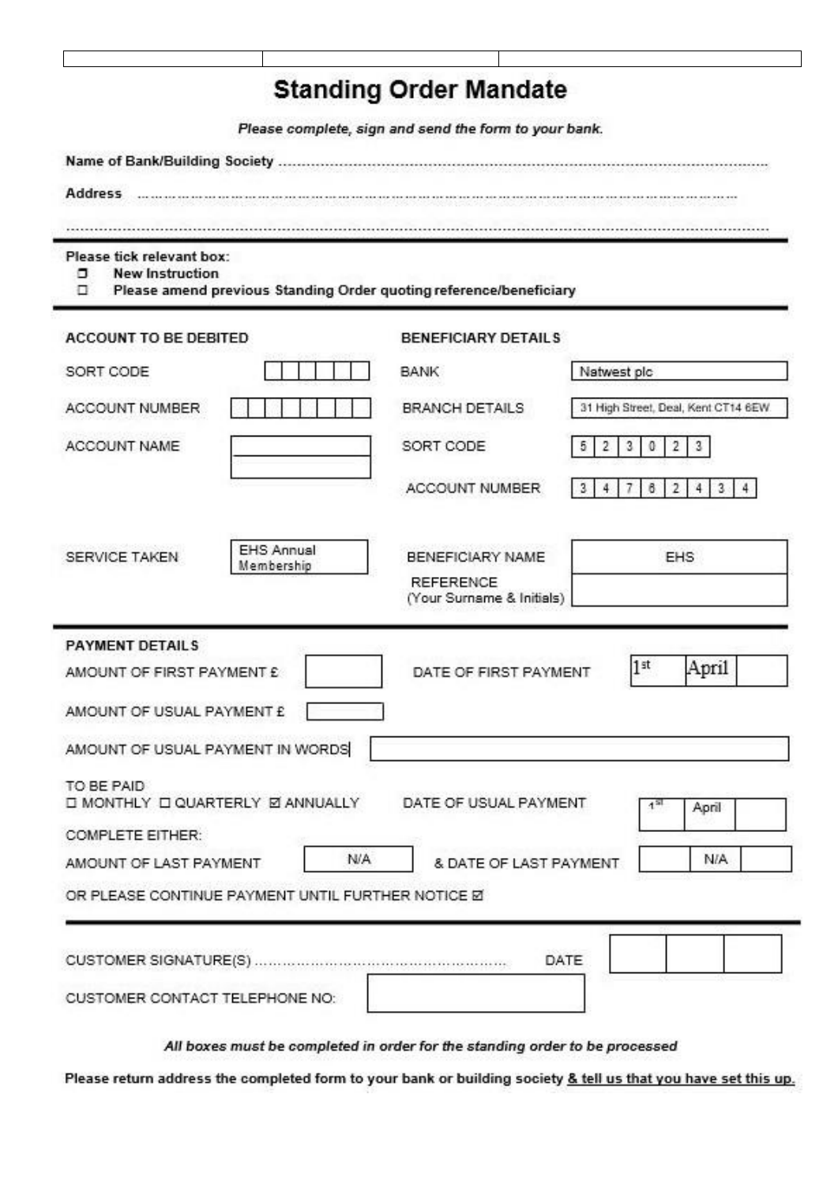# Standing Order Mandate

*Please complete, sign and send the form to your bank.*

**Name of Bank/Building Society** ..........................................................................................

**Address** ..........................................................................................

..........................................................................................

**Please tick relevant box:**

- ☐ **New Instruction**
- ☐ **Please amend previous Standing Order quoting reference/beneficiary**

| ACCOUNT TO BE DEBITED | | BENEFICIARY DETAILS | |
|---|---|---|---|
| SORT CODE | | BANK | Natwest plc |
| ACCOUNT NUMBER | | BRANCH DETAILS | 31 High Street, Deal, Kent CT14 6EW |
| ACCOUNT NAME | | SORT CODE | 5 2 3 0 2 3 |
| | | ACCOUNT NUMBER | 3 4 7 6 2 4 3 4 |
| SERVICE TAKEN | EHS Annual Membership | BENEFICIARY NAME | EHS |
| | | REFERENCE (Your Surname & Initials) | |

**PAYMENT DETAILS**

| | | | |
|---|---|---|---|
| AMOUNT OF FIRST PAYMENT £ | | DATE OF FIRST PAYMENT | 1st April |
| AMOUNT OF USUAL PAYMENT £ | | | |
| AMOUNT OF USUAL PAYMENT IN WORDS | | | |

TO BE PAID
☐ MONTHLY ☐ QUARTERLY ☑ ANNUALLY

DATE OF USUAL PAYMENT: 1st April

COMPLETE EITHER:

AMOUNT OF LAST PAYMENT: N/A & DATE OF LAST PAYMENT: N/A

OR PLEASE CONTINUE PAYMENT UNTIL FURTHER NOTICE ☑

CUSTOMER SIGNATURE(S) .......................................................... DATE

CUSTOMER CONTACT TELEPHONE NO:

*All boxes must be completed in order for the standing order to be processed*

**Please return address the completed form to your bank or building society <u>& tell us that you have set this up.</u>**